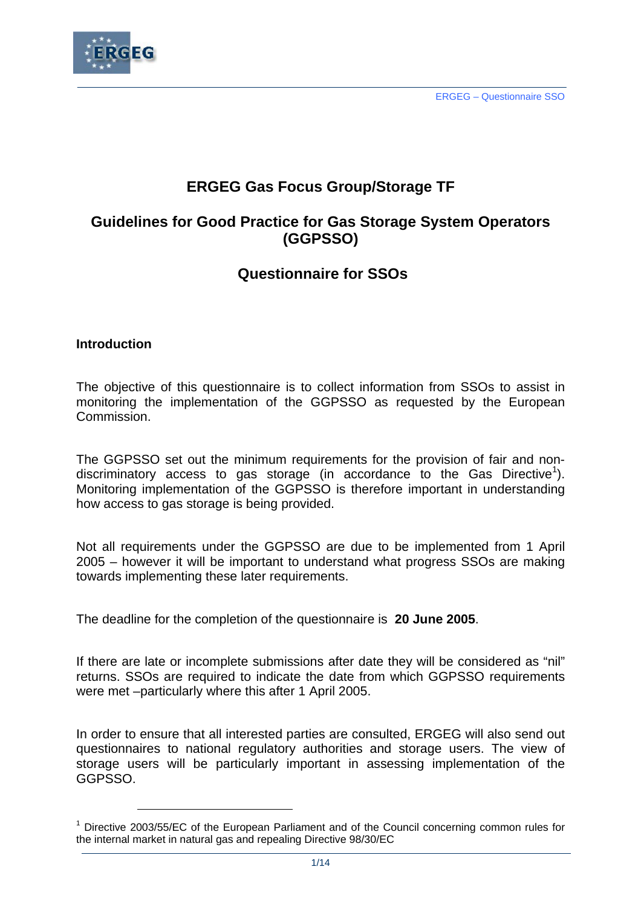# ERGEG Gas Focus Group/Storage TF

## Guidelines for Good Practice for Gas Storage System Operators (GGPSSO)

## Questionnaire for SSOs

### Introduction

The objective of this questionnaire is to collect information from SSOs to assist in monitoring the implementation of the GGPSSO as requested by the European Commission.

The GGPSSO set out the minimum requirements for the provision of fair and non-discriminatory access to gas storage (in accordance to the Gas Directive[1]). Monitoring implementation of the GGPSSO is therefore important in understanding how access to gas storage is being provided.

Not all requirements under the GGPSSO are due to be implemented from 1 April 2005 – however it will be important to understand what progress SSOs are making towards implementing these later requirements.

The deadline for the completion of the questionnaire is **20 June 2005**.

If there are late or incomplete submissions after date they will be considered as "nil" returns. SSOs are required to indicate the date from which GGPSSO requirements were met –particularly where this after 1 April 2005.

In order to ensure that all interested parties are consulted, ERGEG will also send out questionnaires to national regulatory authorities and storage users. The view of storage users will be particularly important in assessing implementation of the GGPSSO.

---

[1] Directive 2003/55/EC of the European Parliament and of the Council concerning common rules for the internal market in natural gas and repealing Directive 98/30/EC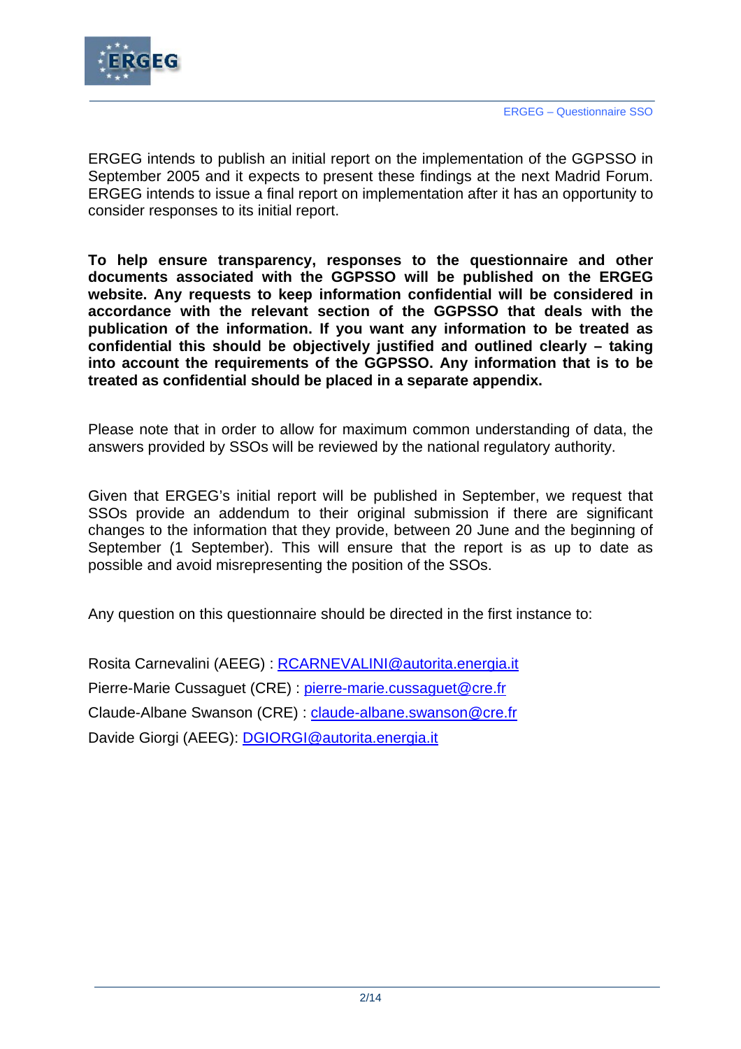ERGEG intends to publish an initial report on the implementation of the GGPSSO in September 2005 and it expects to present these findings at the next Madrid Forum. ERGEG intends to issue a final report on implementation after it has an opportunity to consider responses to its initial report.

**To help ensure transparency, responses to the questionnaire and other documents associated with the GGPSSO will be published on the ERGEG website. Any requests to keep information confidential will be considered in accordance with the relevant section of the GGPSSO that deals with the publication of the information. If you want any information to be treated as confidential this should be objectively justified and outlined clearly – taking into account the requirements of the GGPSSO. Any information that is to be treated as confidential should be placed in a separate appendix.**

Please note that in order to allow for maximum common understanding of data, the answers provided by SSOs will be reviewed by the national regulatory authority.

Given that ERGEG's initial report will be published in September, we request that SSOs provide an addendum to their original submission if there are significant changes to the information that they provide, between 20 June and the beginning of September (1 September). This will ensure that the report is as up to date as possible and avoid misrepresenting the position of the SSOs.

Any question on this questionnaire should be directed in the first instance to:

Rosita Carnevalini (AEEG) : RCARNEVALINI@autorita.energia.it

Pierre-Marie Cussaguet (CRE) : pierre-marie.cussaguet@cre.fr

Claude-Albane Swanson (CRE) : claude-albane.swanson@cre.fr

Davide Giorgi (AEEG): DGIORGI@autorita.energia.it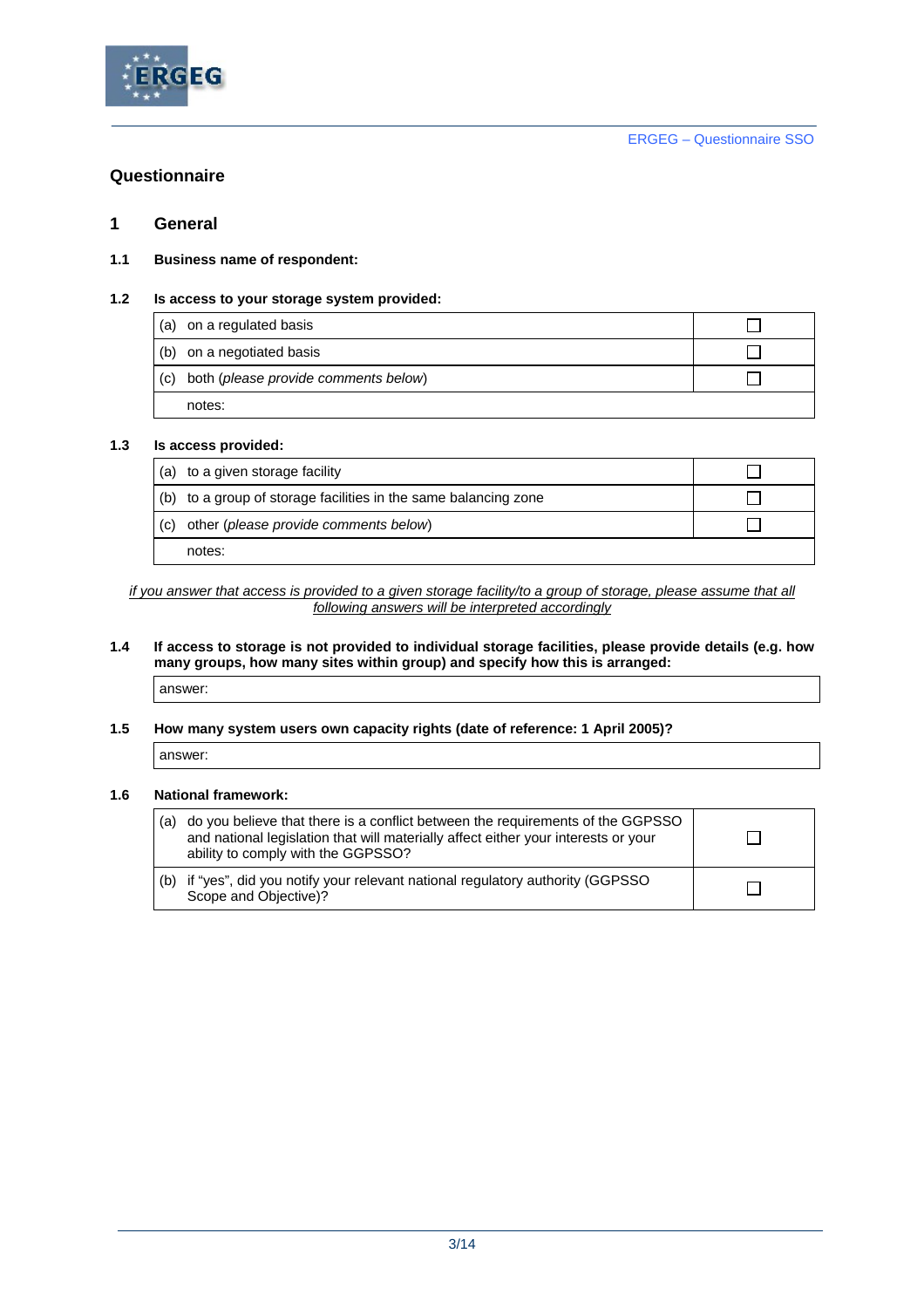# Questionnaire

## 1 General

**1.1 Business name of respondent:**

**1.2 Is access to your storage system provided:**

| | |
|---|---|
| (a) on a regulated basis | ☐ |
| (b) on a negotiated basis | ☐ |
| (c) both (*please provide comments below*) | ☐ |
| notes: | |

**1.3 Is access provided:**

| | |
|---|---|
| (a) to a given storage facility | ☐ |
| (b) to a group of storage facilities in the same balancing zone | ☐ |
| (c) other (*please provide comments below*) | ☐ |
| notes: | |

*if you answer that access is provided to a given storage facility/to a group of storage, please assume that all following answers will be interpreted accordingly*

**1.4 If access to storage is not provided to individual storage facilities, please provide details (e.g. how many groups, how many sites within group) and specify how this is arranged:**

| answer: |
|---|

**1.5 How many system users own capacity rights (date of reference: 1 April 2005)?**

| answer: |
|---|

**1.6 National framework:**

| | |
|---|---|
| (a) do you believe that there is a conflict between the requirements of the GGPSSO and national legislation that will materially affect either your interests or your ability to comply with the GGPSSO? | ☐ |
| (b) if "yes", did you notify your relevant national regulatory authority (GGPSSO Scope and Objective)? | ☐ |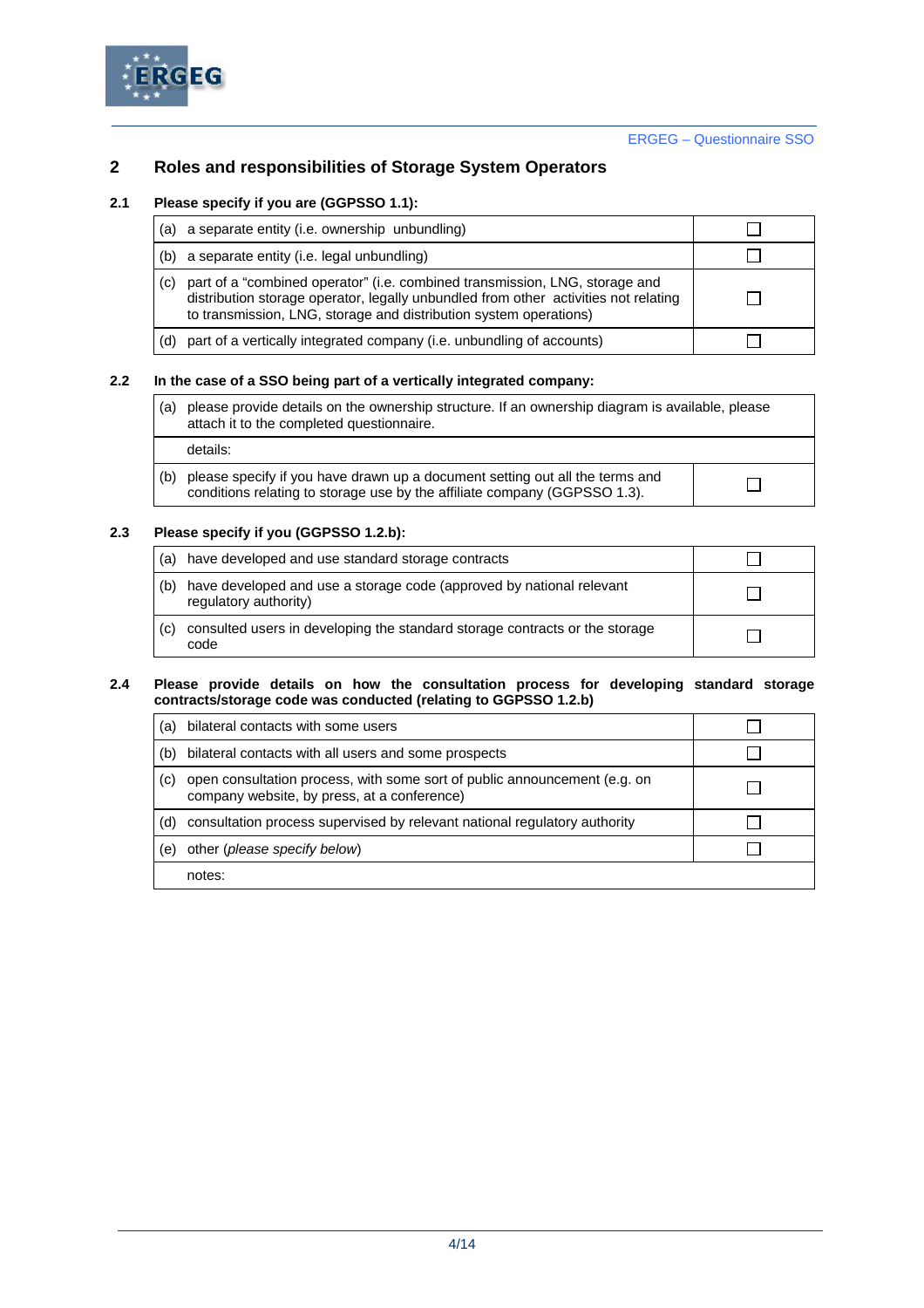## 2 Roles and responsibilities of Storage System Operators

### 2.1 Please specify if you are (GGPSSO 1.1):

| | |
|---|---|
| (a) a separate entity (i.e. ownership unbundling) | ☐ |
| (b) a separate entity (i.e. legal unbundling) | ☐ |
| (c) part of a "combined operator" (i.e. combined transmission, LNG, storage and distribution storage operator, legally unbundled from other activities not relating to transmission, LNG, storage and distribution system operations) | ☐ |
| (d) part of a vertically integrated company (i.e. unbundling of accounts) | ☐ |

### 2.2 In the case of a SSO being part of a vertically integrated company:

| | |
|---|---|
| (a) please provide details on the ownership structure. If an ownership diagram is available, please attach it to the completed questionnaire. | |
| details: | |
| (b) please specify if you have drawn up a document setting out all the terms and conditions relating to storage use by the affiliate company (GGPSSO 1.3). | ☐ |

### 2.3 Please specify if you (GGPSSO 1.2.b):

| | |
|---|---|
| (a) have developed and use standard storage contracts | ☐ |
| (b) have developed and use a storage code (approved by national relevant regulatory authority) | ☐ |
| (c) consulted users in developing the standard storage contracts or the storage code | ☐ |

### 2.4 Please provide details on how the consultation process for developing standard storage contracts/storage code was conducted (relating to GGPSSO 1.2.b)

| | |
|---|---|
| (a) bilateral contacts with some users | ☐ |
| (b) bilateral contacts with all users and some prospects | ☐ |
| (c) open consultation process, with some sort of public announcement (e.g. on company website, by press, at a conference) | ☐ |
| (d) consultation process supervised by relevant national regulatory authority | ☐ |
| (e) other (*please specify below*) | ☐ |
| notes: | |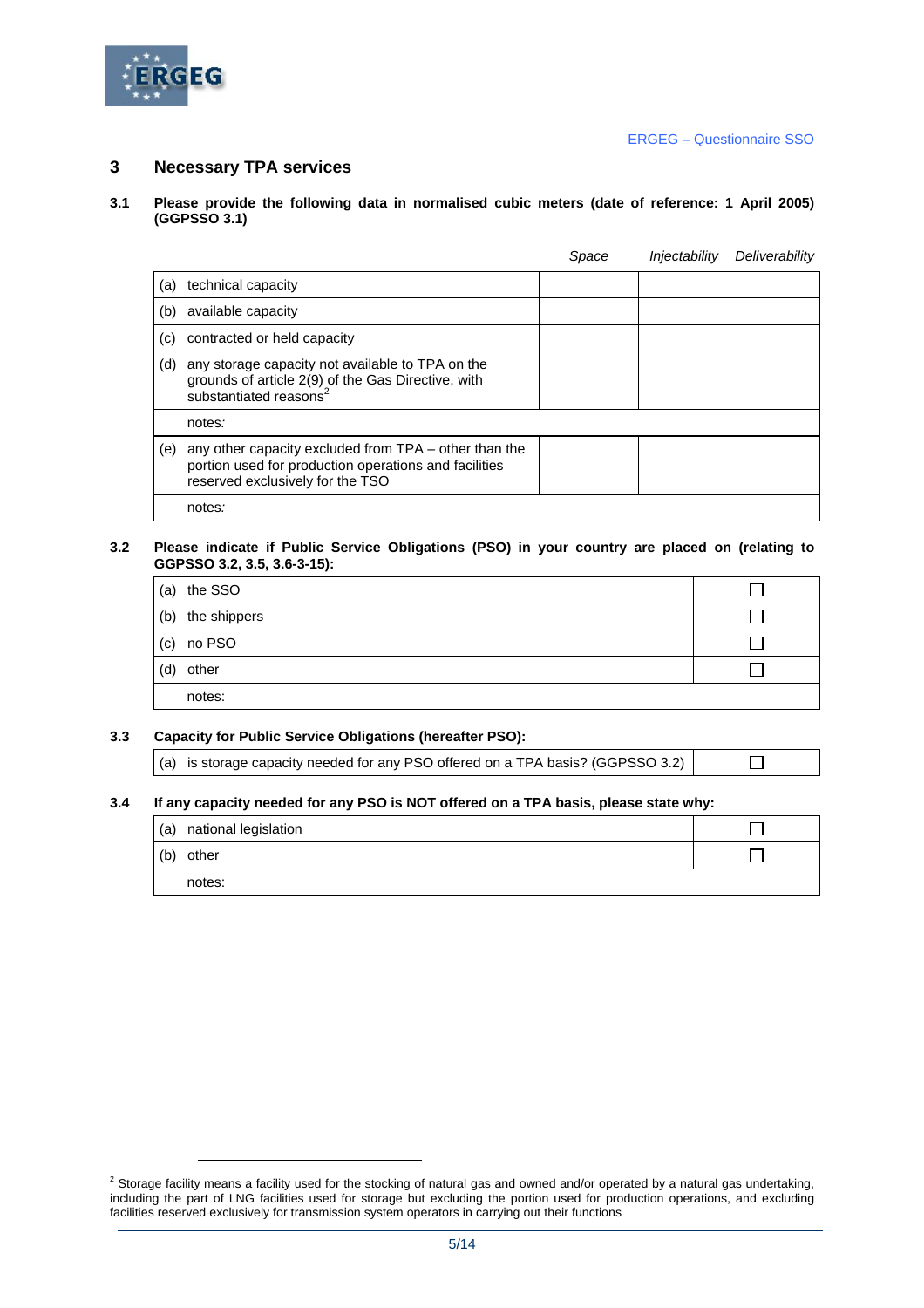## 3 Necessary TPA services

**3.1 Please provide the following data in normalised cubic meters (date of reference: 1 April 2005) (GGPSSO 3.1)**

| | *Space* | *Injectability* | *Deliverability* |
|---|---|---|---|
| (a) technical capacity | | | |
| (b) available capacity | | | |
| (c) contracted or held capacity | | | |
| (d) any storage capacity not available to TPA on the grounds of article 2(9) of the Gas Directive, with substantiated reasons[2] | | | |
| notes: | | | |
| (e) any other capacity excluded from TPA – other than the portion used for production operations and facilities reserved exclusively for the TSO | | | |
| notes: | | | |

**3.2 Please indicate if Public Service Obligations (PSO) in your country are placed on (relating to GGPSSO 3.2, 3.5, 3.6-3-15):**

| | |
|---|---|
| (a) the SSO | ☐ |
| (b) the shippers | ☐ |
| (c) no PSO | ☐ |
| (d) other | ☐ |
| notes: | |

**3.3 Capacity for Public Service Obligations (hereafter PSO):**

| | |
|---|---|
| (a) is storage capacity needed for any PSO offered on a TPA basis? (GGPSSO 3.2) | ☐ |

**3.4 If any capacity needed for any PSO is NOT offered on a TPA basis, please state why:**

| | |
|---|---|
| (a) national legislation | ☐ |
| (b) other | ☐ |
| notes: | |

---

[2] Storage facility means a facility used for the stocking of natural gas and owned and/or operated by a natural gas undertaking, including the part of LNG facilities used for storage but excluding the portion used for production operations, and excluding facilities reserved exclusively for transmission system operators in carrying out their functions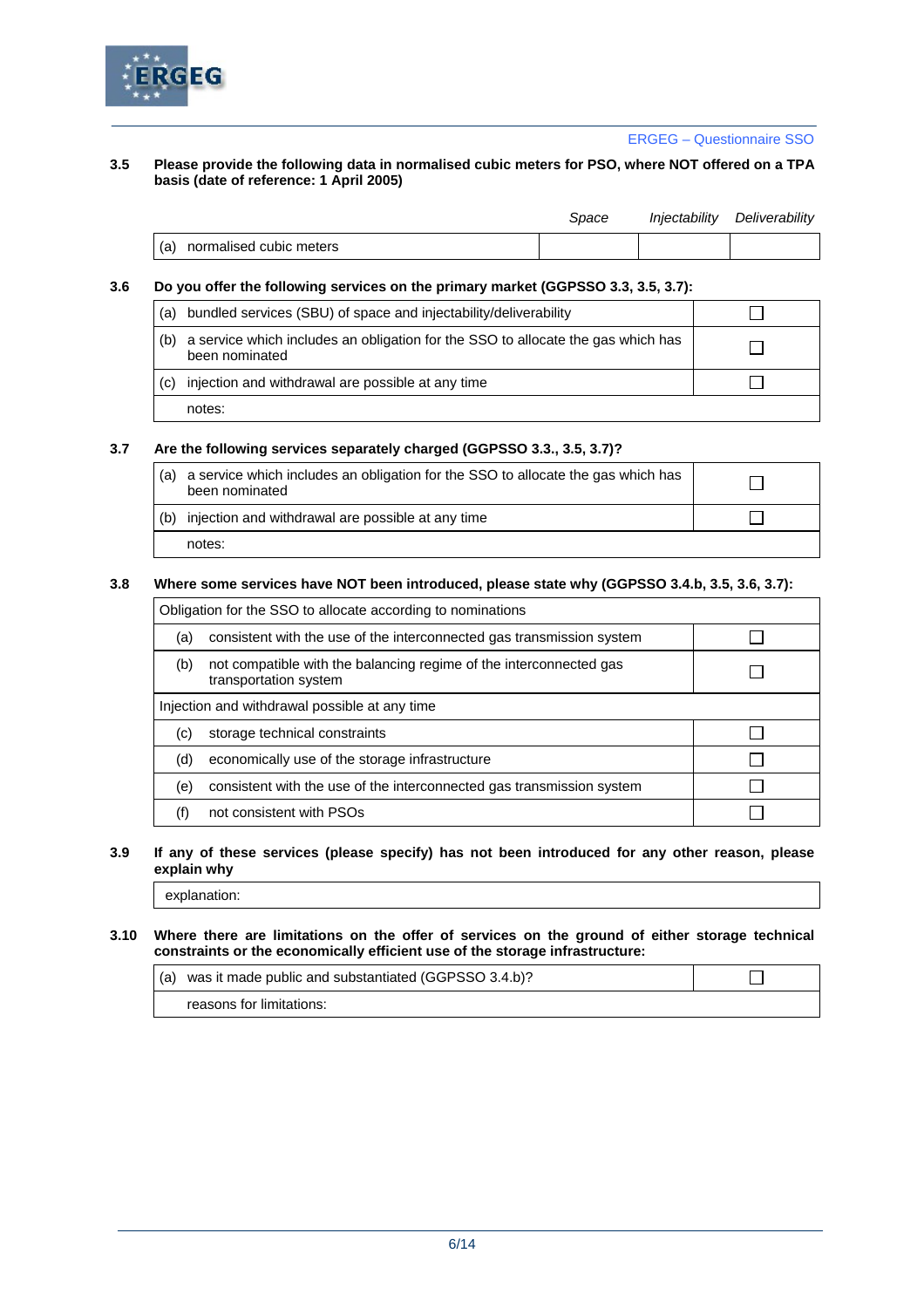**3.5 Please provide the following data in normalised cubic meters for PSO, where NOT offered on a TPA basis (date of reference: 1 April 2005)**

| | *Space* | *Injectability* | *Deliverability* |
|---|---|---|---|
| (a) normalised cubic meters | | | |

**3.6 Do you offer the following services on the primary market (GGPSSO 3.3, 3.5, 3.7):**

| | |
|---|---|
| (a) bundled services (SBU) of space and injectability/deliverability | ☐ |
| (b) a service which includes an obligation for the SSO to allocate the gas which has been nominated | ☐ |
| (c) injection and withdrawal are possible at any time | ☐ |
| notes: | |

**3.7 Are the following services separately charged (GGPSSO 3.3., 3.5, 3.7)?**

| | |
|---|---|
| (a) a service which includes an obligation for the SSO to allocate the gas which has been nominated | ☐ |
| (b) injection and withdrawal are possible at any time | ☐ |
| notes: | |

**3.8 Where some services have NOT been introduced, please state why (GGPSSO 3.4.b, 3.5, 3.6, 3.7):**

| | |
|---|---|
| Obligation for the SSO to allocate according to nominations | |
| (a) consistent with the use of the interconnected gas transmission system | ☐ |
| (b) not compatible with the balancing regime of the interconnected gas transportation system | ☐ |
| Injection and withdrawal possible at any time | |
| (c) storage technical constraints | ☐ |
| (d) economically use of the storage infrastructure | ☐ |
| (e) consistent with the use of the interconnected gas transmission system | ☐ |
| (f) not consistent with PSOs | ☐ |

**3.9 If any of these services (please specify) has not been introduced for any other reason, please explain why**

| |
|---|
| explanation: |

**3.10 Where there are limitations on the offer of services on the ground of either storage technical constraints or the economically efficient use of the storage infrastructure:**

| | |
|---|---|
| (a) was it made public and substantiated (GGPSSO 3.4.b)? | ☐ |
| reasons for limitations: | |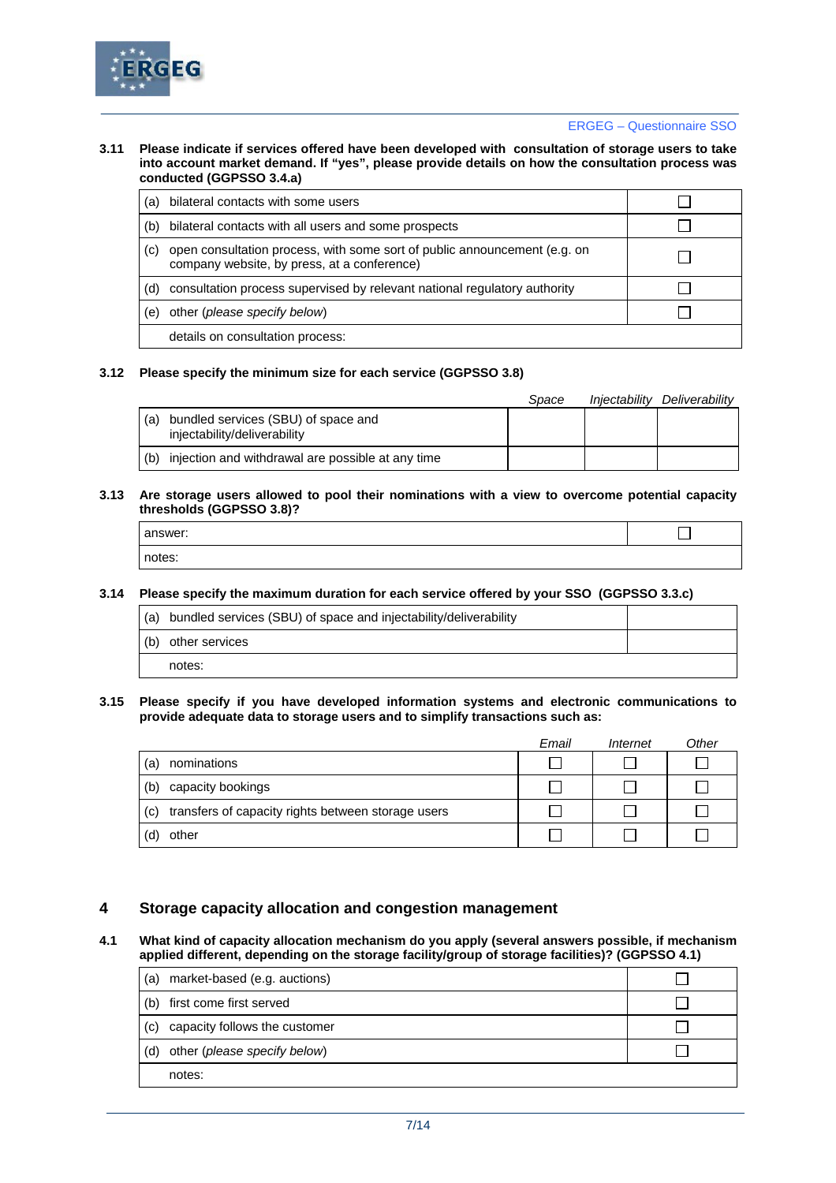**3.11 Please indicate if services offered have been developed with consultation of storage users to take into account market demand. If "yes", please provide details on how the consultation process was conducted (GGPSSO 3.4.a)**

| | |
|---|---|
| (a) bilateral contacts with some users | ☐ |
| (b) bilateral contacts with all users and some prospects | ☐ |
| (c) open consultation process, with some sort of public announcement (e.g. on company website, by press, at a conference) | ☐ |
| (d) consultation process supervised by relevant national regulatory authority | ☐ |
| (e) other (*please specify below*) | ☐ |
| details on consultation process: | |

**3.12 Please specify the minimum size for each service (GGPSSO 3.8)**

| | *Space* | *Injectability* | *Deliverability* |
|---|---|---|---|
| (a) bundled services (SBU) of space and injectability/deliverability | | | |
| (b) injection and withdrawal are possible at any time | | | |

**3.13 Are storage users allowed to pool their nominations with a view to overcome potential capacity thresholds (GGPSSO 3.8)?**

| | |
|---|---|
| answer: | ☐ |
| notes: | |

**3.14 Please specify the maximum duration for each service offered by your SSO (GGPSSO 3.3.c)**

| | |
|---|---|
| (a) bundled services (SBU) of space and injectability/deliverability | |
| (b) other services | |
| notes: | |

**3.15 Please specify if you have developed information systems and electronic communications to provide adequate data to storage users and to simplify transactions such as:**

| | *Email* | *Internet* | *Other* |
|---|---|---|---|
| (a) nominations | ☐ | ☐ | ☐ |
| (b) capacity bookings | ☐ | ☐ | ☐ |
| (c) transfers of capacity rights between storage users | ☐ | ☐ | ☐ |
| (d) other | ☐ | ☐ | ☐ |

## 4 Storage capacity allocation and congestion management

**4.1 What kind of capacity allocation mechanism do you apply (several answers possible, if mechanism applied different, depending on the storage facility/group of storage facilities)? (GGPSSO 4.1)**

| | |
|---|---|
| (a) market-based (e.g. auctions) | ☐ |
| (b) first come first served | ☐ |
| (c) capacity follows the customer | ☐ |
| (d) other (*please specify below*) | ☐ |
| notes: | |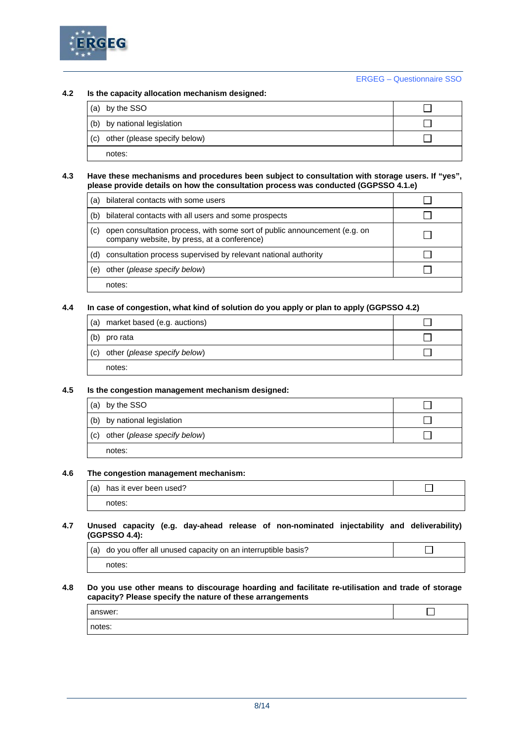**4.2 Is the capacity allocation mechanism designed:**

| | |
|---|---|
| (a) by the SSO | ☐ |
| (b) by national legislation | ☐ |
| (c) other (please specify below) | ☐ |
| notes: | |

**4.3 Have these mechanisms and procedures been subject to consultation with storage users. If "yes", please provide details on how the consultation process was conducted (GGPSSO 4.1.e)**

| | |
|---|---|
| (a) bilateral contacts with some users | ☐ |
| (b) bilateral contacts with all users and some prospects | ☐ |
| (c) open consultation process, with some sort of public announcement (e.g. on company website, by press, at a conference) | ☐ |
| (d) consultation process supervised by relevant national authority | ☐ |
| (e) other (*please specify below*) | ☐ |
| notes: | |

**4.4 In case of congestion, what kind of solution do you apply or plan to apply (GGPSSO 4.2)**

| | |
|---|---|
| (a) market based (e.g. auctions) | ☐ |
| (b) pro rata | ☐ |
| (c) other (*please specify below*) | ☐ |
| notes: | |

**4.5 Is the congestion management mechanism designed:**

| | |
|---|---|
| (a) by the SSO | ☐ |
| (b) by national legislation | ☐ |
| (c) other (*please specify below*) | ☐ |
| notes: | |

**4.6 The congestion management mechanism:**

| | |
|---|---|
| (a) has it ever been used? | ☐ |
| notes: | |

**4.7 Unused capacity (e.g. day-ahead release of non-nominated injectability and deliverability) (GGPSSO 4.4):**

| | |
|---|---|
| (a) do you offer all unused capacity on an interruptible basis? | ☐ |
| notes: | |

**4.8 Do you use other means to discourage hoarding and facilitate re-utilisation and trade of storage capacity? Please specify the nature of these arrangements**

| | |
|---|---|
| answer: | ☐ |
| notes: | |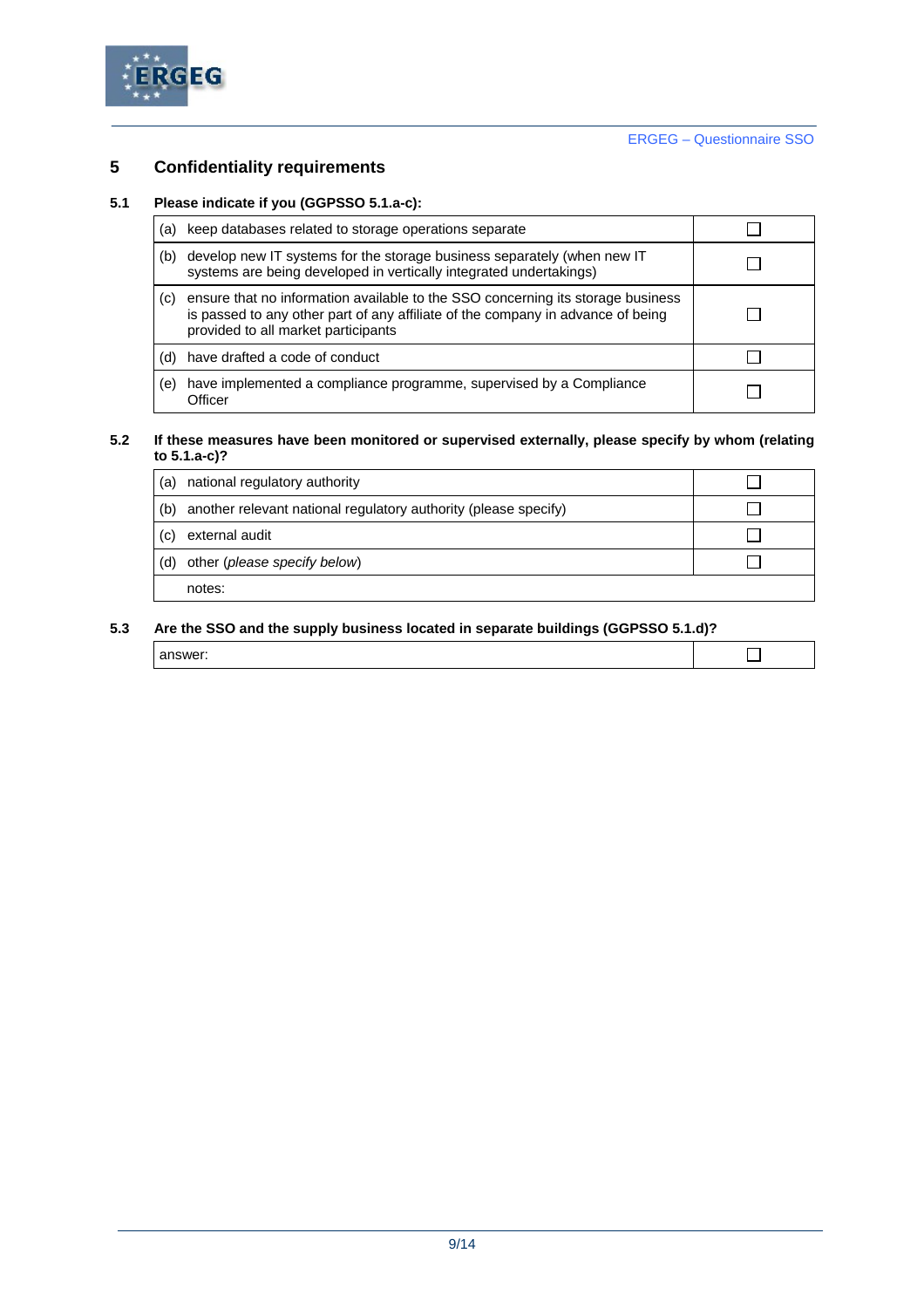## 5 Confidentiality requirements

### 5.1 Please indicate if you (GGPSSO 5.1.a-c):

| | |
|---|---|
| (a) keep databases related to storage operations separate | ☐ |
| (b) develop new IT systems for the storage business separately (when new IT systems are being developed in vertically integrated undertakings) | ☐ |
| (c) ensure that no information available to the SSO concerning its storage business is passed to any other part of any affiliate of the company in advance of being provided to all market participants | ☐ |
| (d) have drafted a code of conduct | ☐ |
| (e) have implemented a compliance programme, supervised by a Compliance Officer | ☐ |

### 5.2 If these measures have been monitored or supervised externally, please specify by whom (relating to 5.1.a-c)?

| | |
|---|---|
| (a) national regulatory authority | ☐ |
| (b) another relevant national regulatory authority (please specify) | ☐ |
| (c) external audit | ☐ |
| (d) other (*please specify below*) | ☐ |
| notes: | |

### 5.3 Are the SSO and the supply business located in separate buildings (GGPSSO 5.1.d)?

| | |
|---|---|
| answer: | ☐ |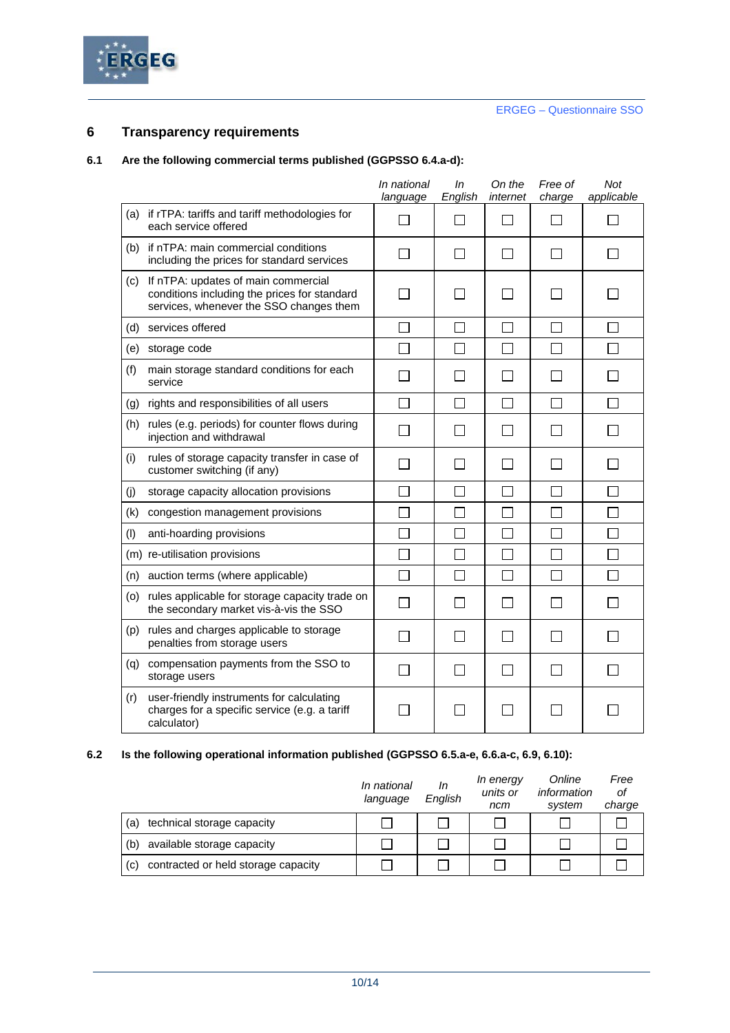## 6 Transparency requirements

### 6.1 Are the following commercial terms published (GGPSSO 6.4.a-d):

| | *In national language* | *In English* | *On the internet* | *Free of charge* | *Not applicable* |
|---|---|---|---|---|---|
| (a) if rTPA: tariffs and tariff methodologies for each service offered | ☐ | ☐ | ☐ | ☐ | ☐ |
| (b) if nTPA: main commercial conditions including the prices for standard services | ☐ | ☐ | ☐ | ☐ | ☐ |
| (c) If nTPA: updates of main commercial conditions including the prices for standard services, whenever the SSO changes them | ☐ | ☐ | ☐ | ☐ | ☐ |
| (d) services offered | ☐ | ☐ | ☐ | ☐ | ☐ |
| (e) storage code | ☐ | ☐ | ☐ | ☐ | ☐ |
| (f) main storage standard conditions for each service | ☐ | ☐ | ☐ | ☐ | ☐ |
| (g) rights and responsibilities of all users | ☐ | ☐ | ☐ | ☐ | ☐ |
| (h) rules (e.g. periods) for counter flows during injection and withdrawal | ☐ | ☐ | ☐ | ☐ | ☐ |
| (i) rules of storage capacity transfer in case of customer switching (if any) | ☐ | ☐ | ☐ | ☐ | ☐ |
| (j) storage capacity allocation provisions | ☐ | ☐ | ☐ | ☐ | ☐ |
| (k) congestion management provisions | ☐ | ☐ | ☐ | ☐ | ☐ |
| (l) anti-hoarding provisions | ☐ | ☐ | ☐ | ☐ | ☐ |
| (m) re-utilisation provisions | ☐ | ☐ | ☐ | ☐ | ☐ |
| (n) auction terms (where applicable) | ☐ | ☐ | ☐ | ☐ | ☐ |
| (o) rules applicable for storage capacity trade on the secondary market vis-à-vis the SSO | ☐ | ☐ | ☐ | ☐ | ☐ |
| (p) rules and charges applicable to storage penalties from storage users | ☐ | ☐ | ☐ | ☐ | ☐ |
| (q) compensation payments from the SSO to storage users | ☐ | ☐ | ☐ | ☐ | ☐ |
| (r) user-friendly instruments for calculating charges for a specific service (e.g. a tariff calculator) | ☐ | ☐ | ☐ | ☐ | ☐ |

### 6.2 Is the following operational information published (GGPSSO 6.5.a-e, 6.6.a-c, 6.9, 6.10):

| | *In national language* | *In English* | *In energy units or ncm* | *Online information system* | *Free of charge* |
|---|---|---|---|---|---|
| (a) technical storage capacity | ☐ | ☐ | ☐ | ☐ | ☐ |
| (b) available storage capacity | ☐ | ☐ | ☐ | ☐ | ☐ |
| (c) contracted or held storage capacity | ☐ | ☐ | ☐ | ☐ | ☐ |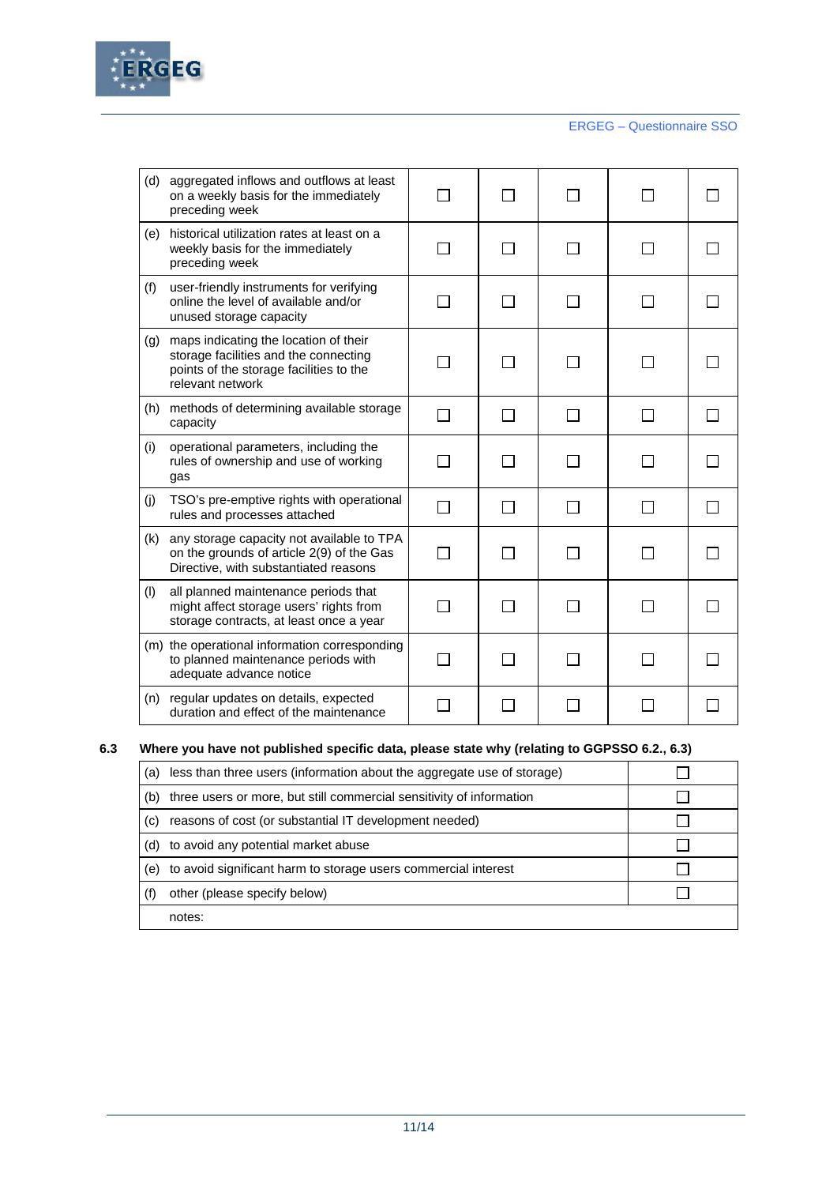| | | | | | |
|---|---|---|---|---|---|
| (d) aggregated inflows and outflows at least on a weekly basis for the immediately preceding week | ☐ | ☐ | ☐ | ☐ | ☐ |
| (e) historical utilization rates at least on a weekly basis for the immediately preceding week | ☐ | ☐ | ☐ | ☐ | ☐ |
| (f) user-friendly instruments for verifying online the level of available and/or unused storage capacity | ☐ | ☐ | ☐ | ☐ | ☐ |
| (g) maps indicating the location of their storage facilities and the connecting points of the storage facilities to the relevant network | ☐ | ☐ | ☐ | ☐ | ☐ |
| (h) methods of determining available storage capacity | ☐ | ☐ | ☐ | ☐ | ☐ |
| (i) operational parameters, including the rules of ownership and use of working gas | ☐ | ☐ | ☐ | ☐ | ☐ |
| (j) TSO's pre-emptive rights with operational rules and processes attached | ☐ | ☐ | ☐ | ☐ | ☐ |
| (k) any storage capacity not available to TPA on the grounds of article 2(9) of the Gas Directive, with substantiated reasons | ☐ | ☐ | ☐ | ☐ | ☐ |
| (l) all planned maintenance periods that might affect storage users' rights from storage contracts, at least once a year | ☐ | ☐ | ☐ | ☐ | ☐ |
| (m) the operational information corresponding to planned maintenance periods with adequate advance notice | ☐ | ☐ | ☐ | ☐ | ☐ |
| (n) regular updates on details, expected duration and effect of the maintenance | ☐ | ☐ | ☐ | ☐ | ☐ |

**6.3 Where you have not published specific data, please state why (relating to GGPSSO 6.2., 6.3)**

| | |
|---|---|
| (a) less than three users (information about the aggregate use of storage) | ☐ |
| (b) three users or more, but still commercial sensitivity of information | ☐ |
| (c) reasons of cost (or substantial IT development needed) | ☐ |
| (d) to avoid any potential market abuse | ☐ |
| (e) to avoid significant harm to storage users commercial interest | ☐ |
| (f) other (please specify below) | ☐ |
| notes: | |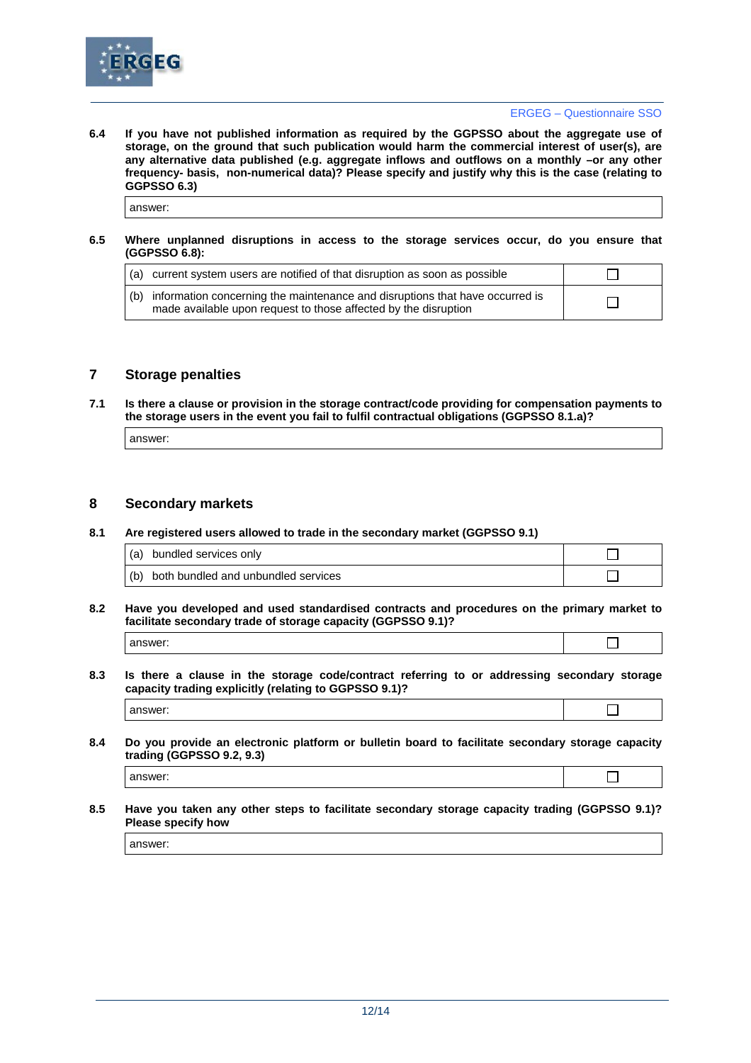**6.4 If you have not published information as required by the GGPSSO about the aggregate use of storage, on the ground that such publication would harm the commercial interest of user(s), are any alternative data published (e.g. aggregate inflows and outflows on a monthly –or any other frequency- basis, non-numerical data)? Please specify and justify why this is the case (relating to GGPSSO 6.3)**

| answer: |
|---|

**6.5 Where unplanned disruptions in access to the storage services occur, do you ensure that (GGPSSO 6.8):**

| | |
|---|---|
| (a) current system users are notified of that disruption as soon as possible | ☐ |
| (b) information concerning the maintenance and disruptions that have occurred is made available upon request to those affected by the disruption | ☐ |

## 7 Storage penalties

**7.1 Is there a clause or provision in the storage contract/code providing for compensation payments to the storage users in the event you fail to fulfil contractual obligations (GGPSSO 8.1.a)?**

| answer: |
|---|

## 8 Secondary markets

**8.1 Are registered users allowed to trade in the secondary market (GGPSSO 9.1)**

| | |
|---|---|
| (a) bundled services only | ☐ |
| (b) both bundled and unbundled services | ☐ |

**8.2 Have you developed and used standardised contracts and procedures on the primary market to facilitate secondary trade of storage capacity (GGPSSO 9.1)?**

| | |
|---|---|
| answer: | ☐ |

**8.3 Is there a clause in the storage code/contract referring to or addressing secondary storage capacity trading explicitly (relating to GGPSSO 9.1)?**

| | |
|---|---|
| answer: | ☐ |

**8.4 Do you provide an electronic platform or bulletin board to facilitate secondary storage capacity trading (GGPSSO 9.2, 9.3)**

| | |
|---|---|
| answer: | ☐ |

**8.5 Have you taken any other steps to facilitate secondary storage capacity trading (GGPSSO 9.1)? Please specify how**

| answer: |
|---|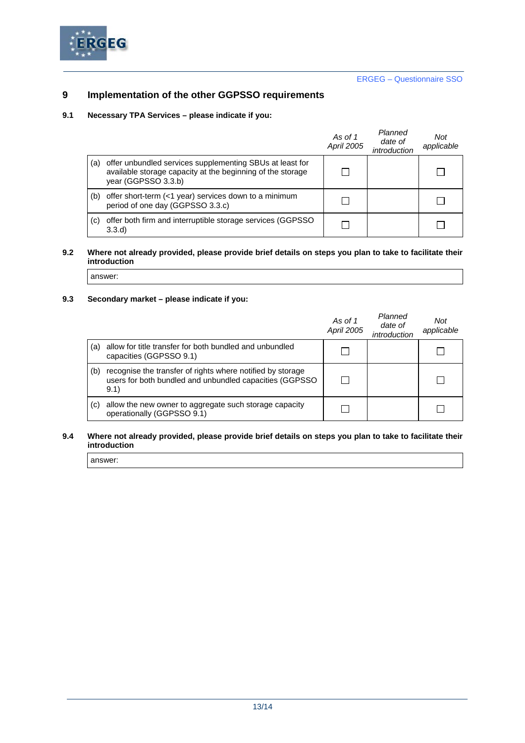## 9 Implementation of the other GGPSSO requirements

### 9.1 Necessary TPA Services – please indicate if you:

| | *As of 1 April 2005* | *Planned date of introduction* | *Not applicable* |
|---|---|---|---|
| (a) offer unbundled services supplementing SBUs at least for available storage capacity at the beginning of the storage year (GGPSSO 3.3.b) | ☐ | | ☐ |
| (b) offer short-term (<1 year) services down to a minimum period of one day (GGPSSO 3.3.c) | ☐ | | ☐ |
| (c) offer both firm and interruptible storage services (GGPSSO 3.3.d) | ☐ | | ☐ |

### 9.2 Where not already provided, please provide brief details on steps you plan to take to facilitate their introduction

answer:

### 9.3 Secondary market – please indicate if you:

| | *As of 1 April 2005* | *Planned date of introduction* | *Not applicable* |
|---|---|---|---|
| (a) allow for title transfer for both bundled and unbundled capacities (GGPSSO 9.1) | ☐ | | ☐ |
| (b) recognise the transfer of rights where notified by storage users for both bundled and unbundled capacities (GGPSSO 9.1) | ☐ | | ☐ |
| (c) allow the new owner to aggregate such storage capacity operationally (GGPSSO 9.1) | ☐ | | ☐ |

### 9.4 Where not already provided, please provide brief details on steps you plan to take to facilitate their introduction

answer: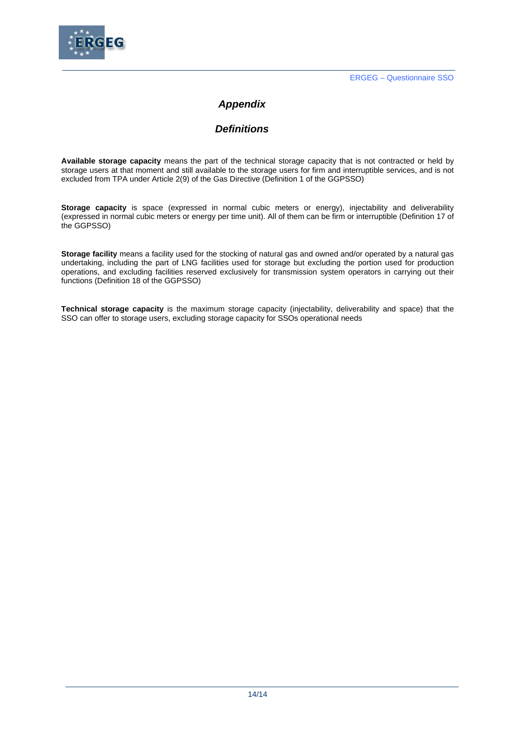# *Appendix*

## *Definitions*

**Available storage capacity** means the part of the technical storage capacity that is not contracted or held by storage users at that moment and still available to the storage users for firm and interruptible services, and is not excluded from TPA under Article 2(9) of the Gas Directive (Definition 1 of the GGPSSO)

**Storage capacity** is space (expressed in normal cubic meters or energy), injectability and deliverability (expressed in normal cubic meters or energy per time unit). All of them can be firm or interruptible (Definition 17 of the GGPSSO)

**Storage facility** means a facility used for the stocking of natural gas and owned and/or operated by a natural gas undertaking, including the part of LNG facilities used for storage but excluding the portion used for production operations, and excluding facilities reserved exclusively for transmission system operators in carrying out their functions (Definition 18 of the GGPSSO)

**Technical storage capacity** is the maximum storage capacity (injectability, deliverability and space) that the SSO can offer to storage users, excluding storage capacity for SSOs operational needs